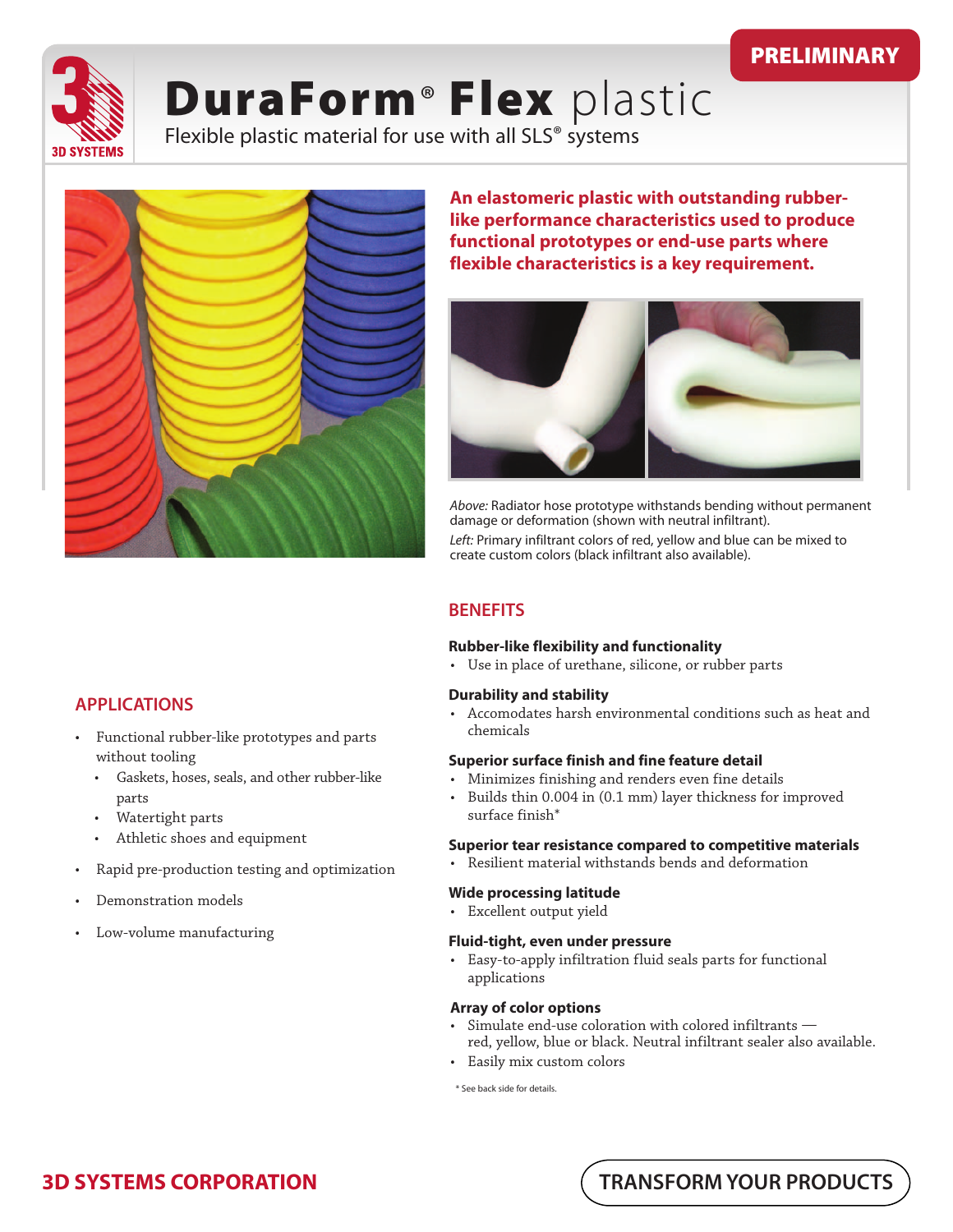PRELIMINARY

# DuraForm® Flex plastic

Flexible plastic material for use with all SLS® systems

**An elastomeric plastic with outstanding rubber-like performance characteristics used to produce functional prototypes or end-use parts where flexible characteristics is a key requirement.**

*Above:* Radiator hose prototype withstands bending without permanent damage or deformation (shown with neutral infiltrant).

*Left:* Primary infiltrant colors of red, yellow and blue can be mixed to create custom colors (black infiltrant also available).

## APPLICATIONS

- Functional rubber-like prototypes and parts without tooling
  - Gaskets, hoses, seals, and other rubber-like parts
  - Watertight parts
  - Athletic shoes and equipment
- Rapid pre-production testing and optimization
- Demonstration models
- Low-volume manufacturing

## BENEFITS

### Rubber-like flexibility and functionality

- Use in place of urethane, silicone, or rubber parts

### Durability and stability

- Accomodates harsh environmental conditions such as heat and chemicals

### Superior surface finish and fine feature detail

- Minimizes finishing and renders even fine details
- Builds thin 0.004 in (0.1 mm) layer thickness for improved surface finish*

### Superior tear resistance compared to competitive materials

- Resilient material withstands bends and deformation

### Wide processing latitude

- Excellent output yield

### Fluid-tight, even under pressure

- Easy-to-apply infiltration fluid seals parts for functional applications

### Array of color options

- Simulate end-use coloration with colored infiltrants — red, yellow, blue or black. Neutral infiltrant sealer also available.
- Easily mix custom colors

\* See back side for details.

**3D SYSTEMS CORPORATION**

**TRANSFORM YOUR PRODUCTS**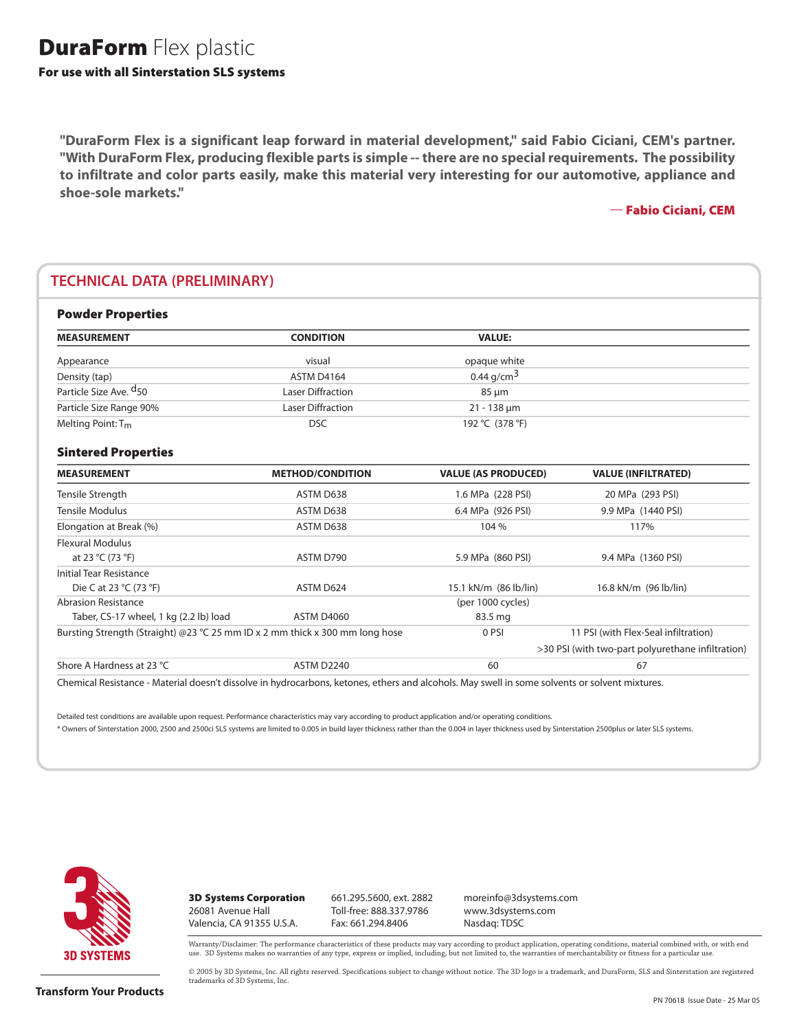# **DuraForm** Flex plastic

**For use with all Sinterstation SLS systems**

**"DuraForm Flex is a significant leap forward in material development," said Fabio Ciciani, CEM's partner. "With DuraForm Flex, producing flexible parts is simple -- there are no special requirements. The possibility to infiltrate and color parts easily, make this material very interesting for our automotive, appliance and shoe-sole markets."**

— **Fabio Ciciani, CEM**

## TECHNICAL DATA (PRELIMINARY)

### Powder Properties

| MEASUREMENT | CONDITION | VALUE: |
|---|---|---|
| Appearance | visual | opaque white |
| Density (tap) | ASTM D4164 | 0.44 g/cm$^3$ |
| Particle Size Ave. $d_{50}$ | Laser Diffraction | 85 µm |
| Particle Size Range 90% | Laser Diffraction | 21 - 138 µm |
| Melting Point: $T_m$ | DSC | 192 °C (378 °F) |

### Sintered Properties

| MEASUREMENT | METHOD/CONDITION | VALUE (AS PRODUCED) | VALUE (INFILTRATED) |
|---|---|---|---|
| Tensile Strength | ASTM D638 | 1.6 MPa (228 PSI) | 20 MPa (293 PSI) |
| Tensile Modulus | ASTM D638 | 6.4 MPa (926 PSI) | 9.9 MPa (1440 PSI) |
| Elongation at Break (%) | ASTM D638 | 104 % | 117% |
| Flexural Modulus at 23 °C (73 °F) | ASTM D790 | 5.9 MPa (860 PSI) | 9.4 MPa (1360 PSI) |
| Initial Tear Resistance Die C at 23 °C (73 °F) | ASTM D624 | 15.1 kN/m (86 lb/lin) | 16.8 kN/m (96 lb/lin) |
| Abrasion Resistance Taber, CS-17 wheel, 1 kg (2.2 lb) load | ASTM D4060 | (per 1000 cycles) 83.5 mg | |
| Bursting Strength (Straight) @23 °C 25 mm ID x 2 mm thick x 300 mm long hose | | 0 PSI | 11 PSI (with Flex-Seal infiltration) >30 PSI (with two-part polyurethane infiltration) |
| Shore A Hardness at 23 °C | ASTM D2240 | 60 | 67 |

Chemical Resistance - Material doesn't dissolve in hydrocarbons, ketones, ethers and alcohols. May swell in some solvents or solvent mixtures.

Detailed test conditions are available upon request. Performance characteristics may vary according to product application and/or operating conditions.

* Owners of Sinterstation 2000, 2500 and 2500ci SLS systems are limited to 0.005 in build layer thickness rather than the 0.004 in layer thickness used by Sinterstation 2500plus or later SLS systems.

3D SYSTEMS

**Transform Your Products**

**3D Systems Corporation**
26081 Avenue Hall
Valencia, CA 91355 U.S.A.

661.295.5600, ext. 2882
Toll-free: 888.337.9786
Fax: 661.294.8406

moreinfo@3dsystems.com
www.3dsystems.com
Nasdaq: TDSC

Warranty/Disclaimer: The performance characteristics of these products may vary according to product application, operating conditions, material combined with, or with end use. 3D Systems makes no warranties of any type, express or implied, including, but not limited to, the warranties of merchantability or fitness for a particular use.

© 2005 by 3D Systems, Inc. All rights reserved. Specifications subject to change without notice. The 3D logo is a trademark, and DuraForm, SLS and Sinterstation are registered trademarks of 3D Systems, Inc.

PN 70618 Issue Date - 25 Mar 05